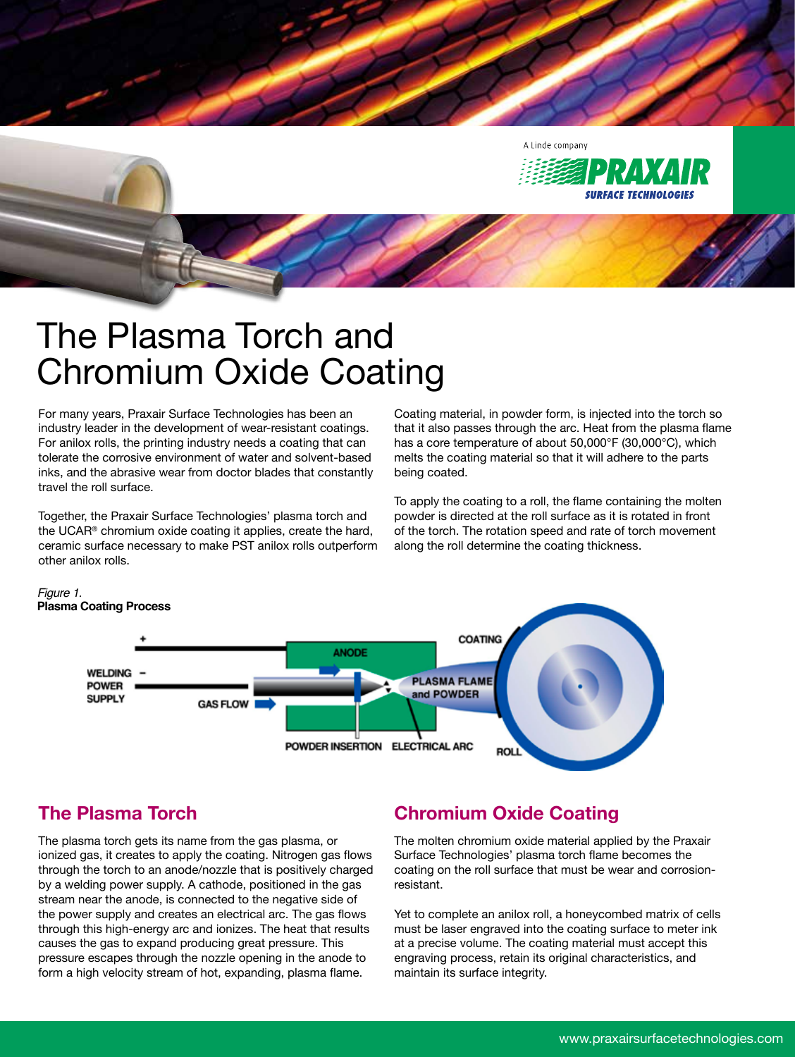A Linde company

PRAXAIR SURFACE TECHNOLOGIES

# The Plasma Torch and Chromium Oxide Coating

For many years, Praxair Surface Technologies has been an industry leader in the development of wear-resistant coatings. For anilox rolls, the printing industry needs a coating that can tolerate the corrosive environment of water and solvent-based inks, and the abrasive wear from doctor blades that constantly travel the roll surface.

Together, the Praxair Surface Technologies' plasma torch and the UCAR® chromium oxide coating it applies, create the hard, ceramic surface necessary to make PST anilox rolls outperform other anilox rolls.

Coating material, in powder form, is injected into the torch so that it also passes through the arc. Heat from the plasma flame has a core temperature of about 50,000°F (30,000°C), which melts the coating material so that it will adhere to the parts being coated.

To apply the coating to a roll, the flame containing the molten powder is directed at the roll surface as it is rotated in front of the torch. The rotation speed and rate of torch movement along the roll determine the coating thickness.

*Figure 1.*
**Plasma Coating Process**

WELDING POWER SUPPLY
+
–
GAS FLOW
ANODE
PLASMA FLAME and POWDER
COATING
POWDER INSERTION
ELECTRICAL ARC
ROLL

## The Plasma Torch

The plasma torch gets its name from the gas plasma, or ionized gas, it creates to apply the coating. Nitrogen gas flows through the torch to an anode/nozzle that is positively charged by a welding power supply. A cathode, positioned in the gas stream near the anode, is connected to the negative side of the power supply and creates an electrical arc. The gas flows through this high-energy arc and ionizes. The heat that results causes the gas to expand producing great pressure. This pressure escapes through the nozzle opening in the anode to form a high velocity stream of hot, expanding, plasma flame.

## Chromium Oxide Coating

The molten chromium oxide material applied by the Praxair Surface Technologies' plasma torch flame becomes the coating on the roll surface that must be wear and corrosion-resistant.

Yet to complete an anilox roll, a honeycombed matrix of cells must be laser engraved into the coating surface to meter ink at a precise volume. The coating material must accept this engraving process, retain its original characteristics, and maintain its surface integrity.

www.praxairsurfacetechnologies.com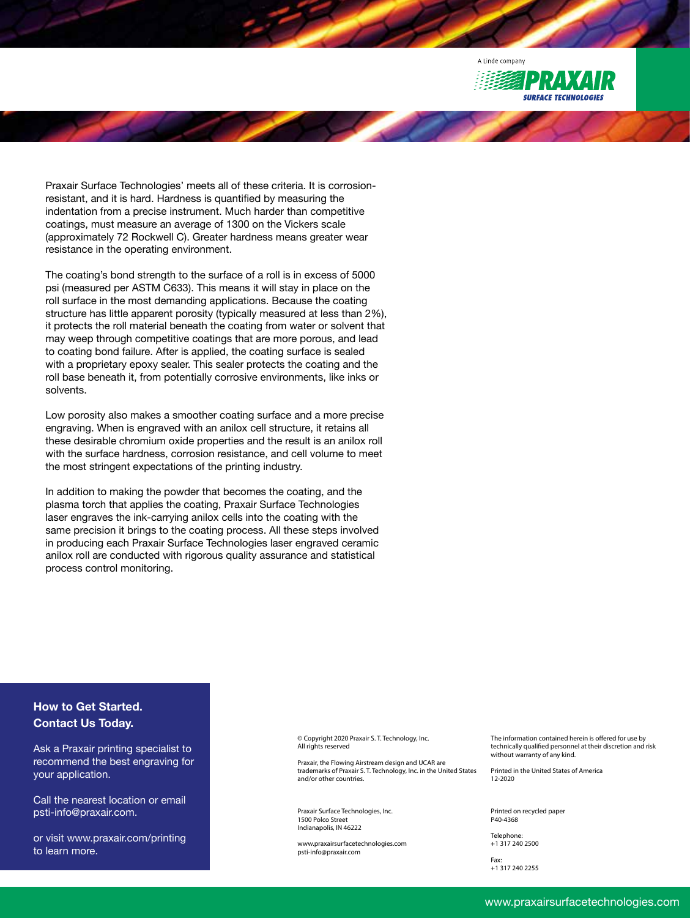Praxair Surface Technologies' meets all of these criteria. It is corrosion-resistant, and it is hard. Hardness is quantified by measuring the indentation from a precise instrument. Much harder than competitive coatings, must measure an average of 1300 on the Vickers scale (approximately 72 Rockwell C). Greater hardness means greater wear resistance in the operating environment.

The coating's bond strength to the surface of a roll is in excess of 5000 psi (measured per ASTM C633). This means it will stay in place on the roll surface in the most demanding applications. Because the coating structure has little apparent porosity (typically measured at less than 2%), it protects the roll material beneath the coating from water or solvent that may weep through competitive coatings that are more porous, and lead to coating bond failure. After is applied, the coating surface is sealed with a proprietary epoxy sealer. This sealer protects the coating and the roll base beneath it, from potentially corrosive environments, like inks or solvents.

Low porosity also makes a smoother coating surface and a more precise engraving. When is engraved with an anilox cell structure, it retains all these desirable chromium oxide properties and the result is an anilox roll with the surface hardness, corrosion resistance, and cell volume to meet the most stringent expectations of the printing industry.

In addition to making the powder that becomes the coating, and the plasma torch that applies the coating, Praxair Surface Technologies laser engraves the ink-carrying anilox cells into the coating with the same precision it brings to the coating process. All these steps involved in producing each Praxair Surface Technologies laser engraved ceramic anilox roll are conducted with rigorous quality assurance and statistical process control monitoring.

**How to Get Started.**
**Contact Us Today.**

Ask a Praxair printing specialist to recommend the best engraving for your application.

Call the nearest location or email psti-info@praxair.com.

or visit www.praxair.com/printing to learn more.

© Copyright 2020 Praxair S. T. Technology, Inc.
All rights reserved

Praxair, the Flowing Airstream design and UCAR are trademarks of Praxair S. T. Technology, Inc. in the United States and/or other countries.

Praxair Surface Technologies, Inc.
1500 Polco Street
Indianapolis, IN 46222

www.praxairsurfacetechnologies.com
psti-info@praxair.com

The information contained herein is offered for use by technically qualified personnel at their discretion and risk without warranty of any kind.

Printed in the United States of America
12-2020

Printed on recycled paper
P40-4368

Telephone:
+1 317 240 2500

Fax:
+1 317 240 2255

www.praxairsurfacetechnologies.com